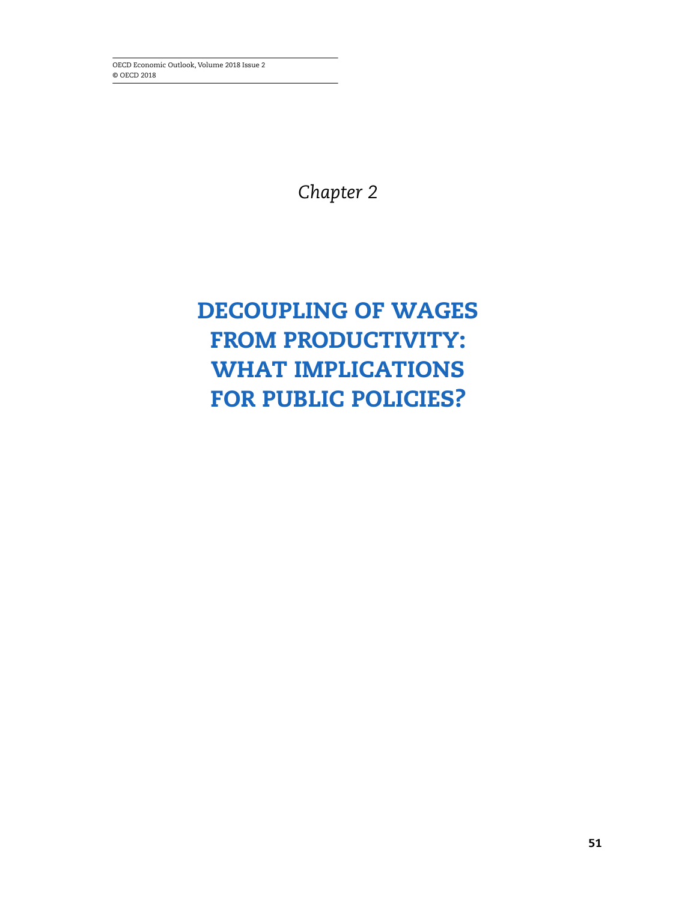*Chapter 2*

# DECOUPLING OF WAGES FROM PRODUCTIVITY: WHAT IMPLICATIONS FOR PUBLIC POLICIES?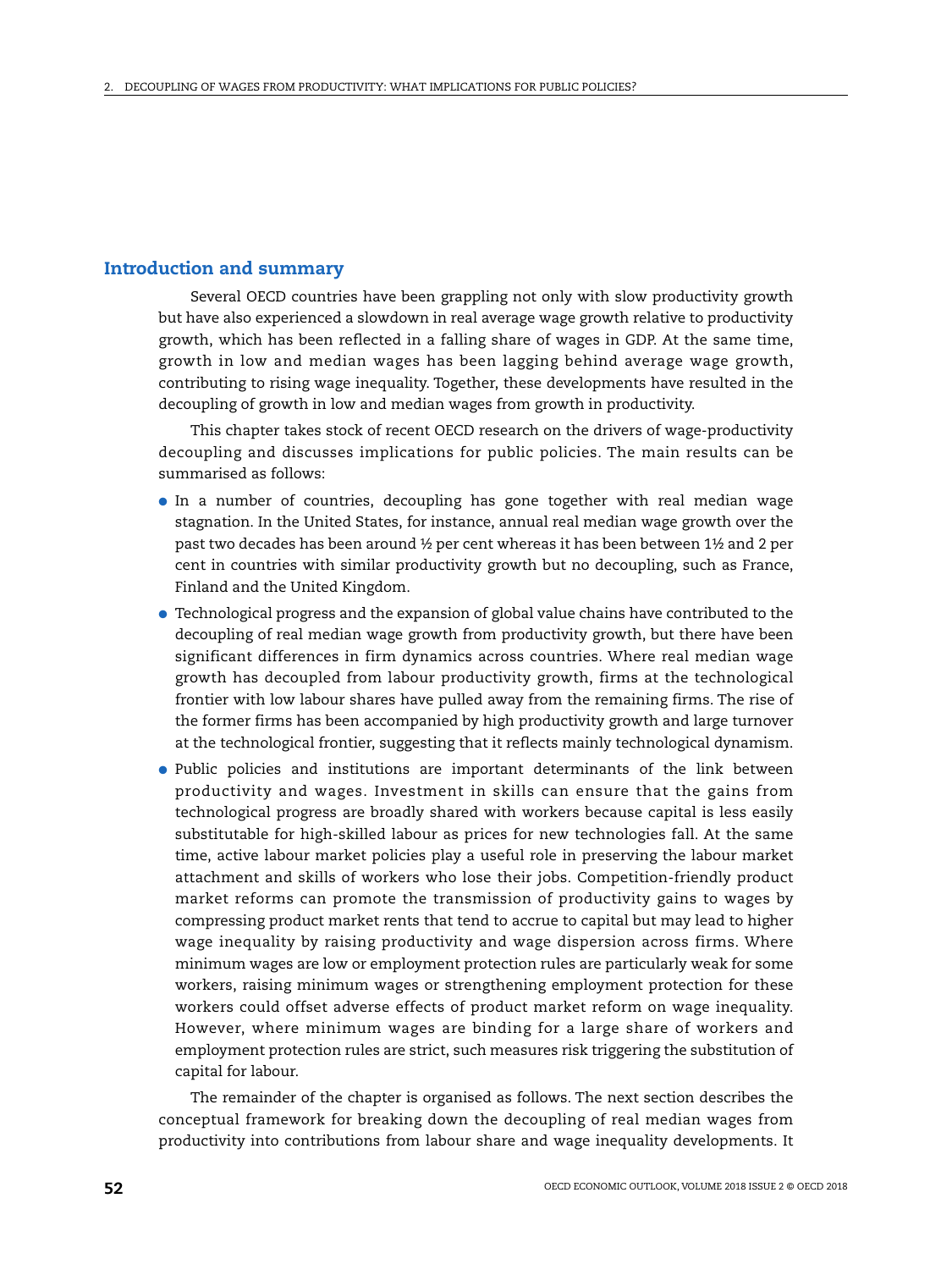## Introduction and summary

Several OECD countries have been grappling not only with slow productivity growth but have also experienced a slowdown in real average wage growth relative to productivity growth, which has been reflected in a falling share of wages in GDP. At the same time, growth in low and median wages has been lagging behind average wage growth, contributing to rising wage inequality. Together, these developments have resulted in the decoupling of growth in low and median wages from growth in productivity.

This chapter takes stock of recent OECD research on the drivers of wage-productivity decoupling and discusses implications for public policies. The main results can be summarised as follows:

- In a number of countries, decoupling has gone together with real median wage stagnation. In the United States, for instance, annual real median wage growth over the past two decades has been around ½ per cent whereas it has been between 1½ and 2 per cent in countries with similar productivity growth but no decoupling, such as France, Finland and the United Kingdom.
- Technological progress and the expansion of global value chains have contributed to the decoupling of real median wage growth from productivity growth, but there have been significant differences in firm dynamics across countries. Where real median wage growth has decoupled from labour productivity growth, firms at the technological frontier with low labour shares have pulled away from the remaining firms. The rise of the former firms has been accompanied by high productivity growth and large turnover at the technological frontier, suggesting that it reflects mainly technological dynamism.
- Public policies and institutions are important determinants of the link between productivity and wages. Investment in skills can ensure that the gains from technological progress are broadly shared with workers because capital is less easily substitutable for high-skilled labour as prices for new technologies fall. At the same time, active labour market policies play a useful role in preserving the labour market attachment and skills of workers who lose their jobs. Competition-friendly product market reforms can promote the transmission of productivity gains to wages by compressing product market rents that tend to accrue to capital but may lead to higher wage inequality by raising productivity and wage dispersion across firms. Where minimum wages are low or employment protection rules are particularly weak for some workers, raising minimum wages or strengthening employment protection for these workers could offset adverse effects of product market reform on wage inequality. However, where minimum wages are binding for a large share of workers and employment protection rules are strict, such measures risk triggering the substitution of capital for labour.

The remainder of the chapter is organised as follows. The next section describes the conceptual framework for breaking down the decoupling of real median wages from productivity into contributions from labour share and wage inequality developments. It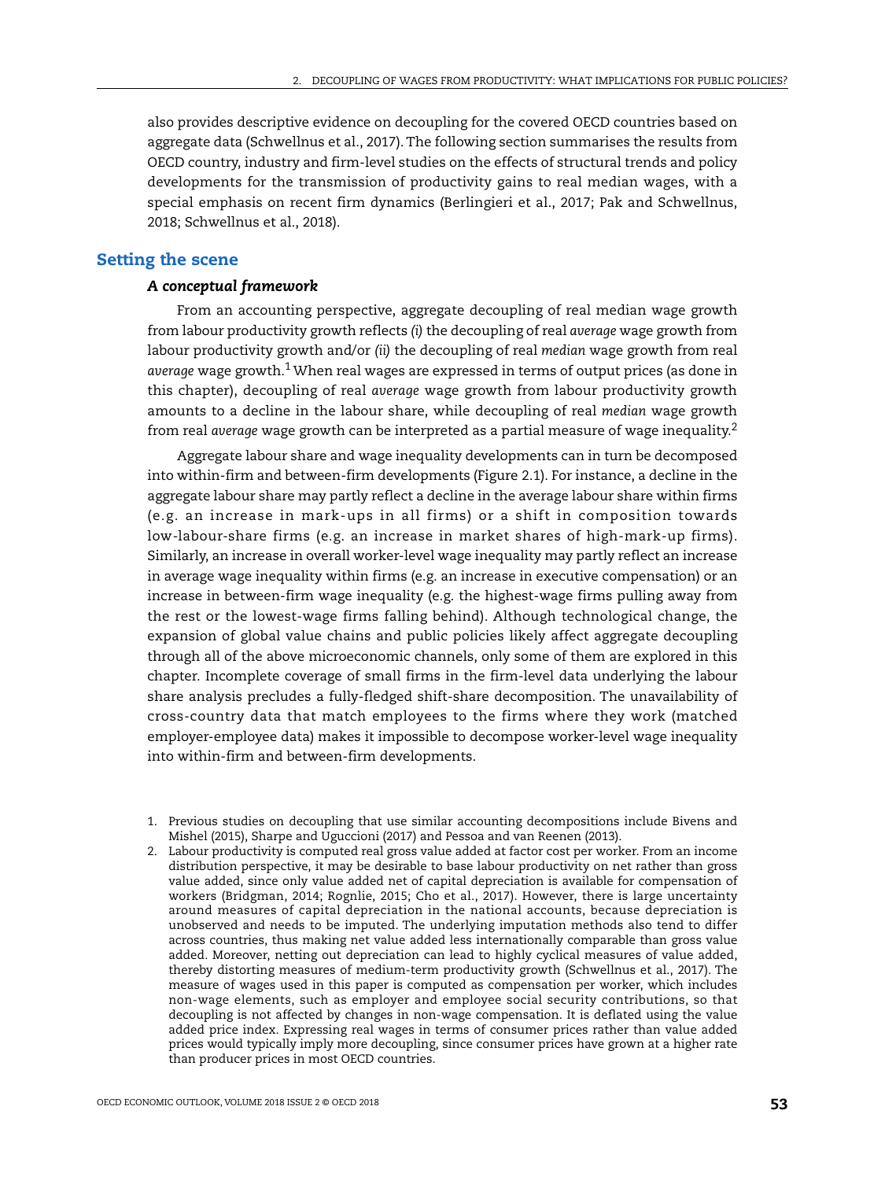also provides descriptive evidence on decoupling for the covered OECD countries based on aggregate data (Schwellnus et al., 2017). The following section summarises the results from OECD country, industry and firm-level studies on the effects of structural trends and policy developments for the transmission of productivity gains to real median wages, with a special emphasis on recent firm dynamics (Berlingieri et al., 2017; Pak and Schwellnus, 2018; Schwellnus et al., 2018).

## Setting the scene

### *A conceptual framework*

From an accounting perspective, aggregate decoupling of real median wage growth from labour productivity growth reflects *(i)* the decoupling of real *average* wage growth from labour productivity growth and/or *(ii)* the decoupling of real *median* wage growth from real *average* wage growth.[1] When real wages are expressed in terms of output prices (as done in this chapter), decoupling of real *average* wage growth from labour productivity growth amounts to a decline in the labour share, while decoupling of real *median* wage growth from real *average* wage growth can be interpreted as a partial measure of wage inequality.[2]

Aggregate labour share and wage inequality developments can in turn be decomposed into within-firm and between-firm developments (Figure 2.1). For instance, a decline in the aggregate labour share may partly reflect a decline in the average labour share within firms (e.g. an increase in mark-ups in all firms) or a shift in composition towards low-labour-share firms (e.g. an increase in market shares of high-mark-up firms). Similarly, an increase in overall worker-level wage inequality may partly reflect an increase in average wage inequality within firms (e.g. an increase in executive compensation) or an increase in between-firm wage inequality (e.g. the highest-wage firms pulling away from the rest or the lowest-wage firms falling behind). Although technological change, the expansion of global value chains and public policies likely affect aggregate decoupling through all of the above microeconomic channels, only some of them are explored in this chapter. Incomplete coverage of small firms in the firm-level data underlying the labour share analysis precludes a fully-fledged shift-share decomposition. The unavailability of cross-country data that match employees to the firms where they work (matched employer-employee data) makes it impossible to decompose worker-level wage inequality into within-firm and between-firm developments.

1. Previous studies on decoupling that use similar accounting decompositions include Bivens and Mishel (2015), Sharpe and Uguccioni (2017) and Pessoa and van Reenen (2013).
2. Labour productivity is computed real gross value added at factor cost per worker. From an income distribution perspective, it may be desirable to base labour productivity on net rather than gross value added, since only value added net of capital depreciation is available for compensation of workers (Bridgman, 2014; Rognlie, 2015; Cho et al., 2017). However, there is large uncertainty around measures of capital depreciation in the national accounts, because depreciation is unobserved and needs to be imputed. The underlying imputation methods also tend to differ across countries, thus making net value added less internationally comparable than gross value added. Moreover, netting out depreciation can lead to highly cyclical measures of value added, thereby distorting measures of medium-term productivity growth (Schwellnus et al., 2017). The measure of wages used in this paper is computed as compensation per worker, which includes non-wage elements, such as employer and employee social security contributions, so that decoupling is not affected by changes in non-wage compensation. It is deflated using the value added price index. Expressing real wages in terms of consumer prices rather than value added prices would typically imply more decoupling, since consumer prices have grown at a higher rate than producer prices in most OECD countries.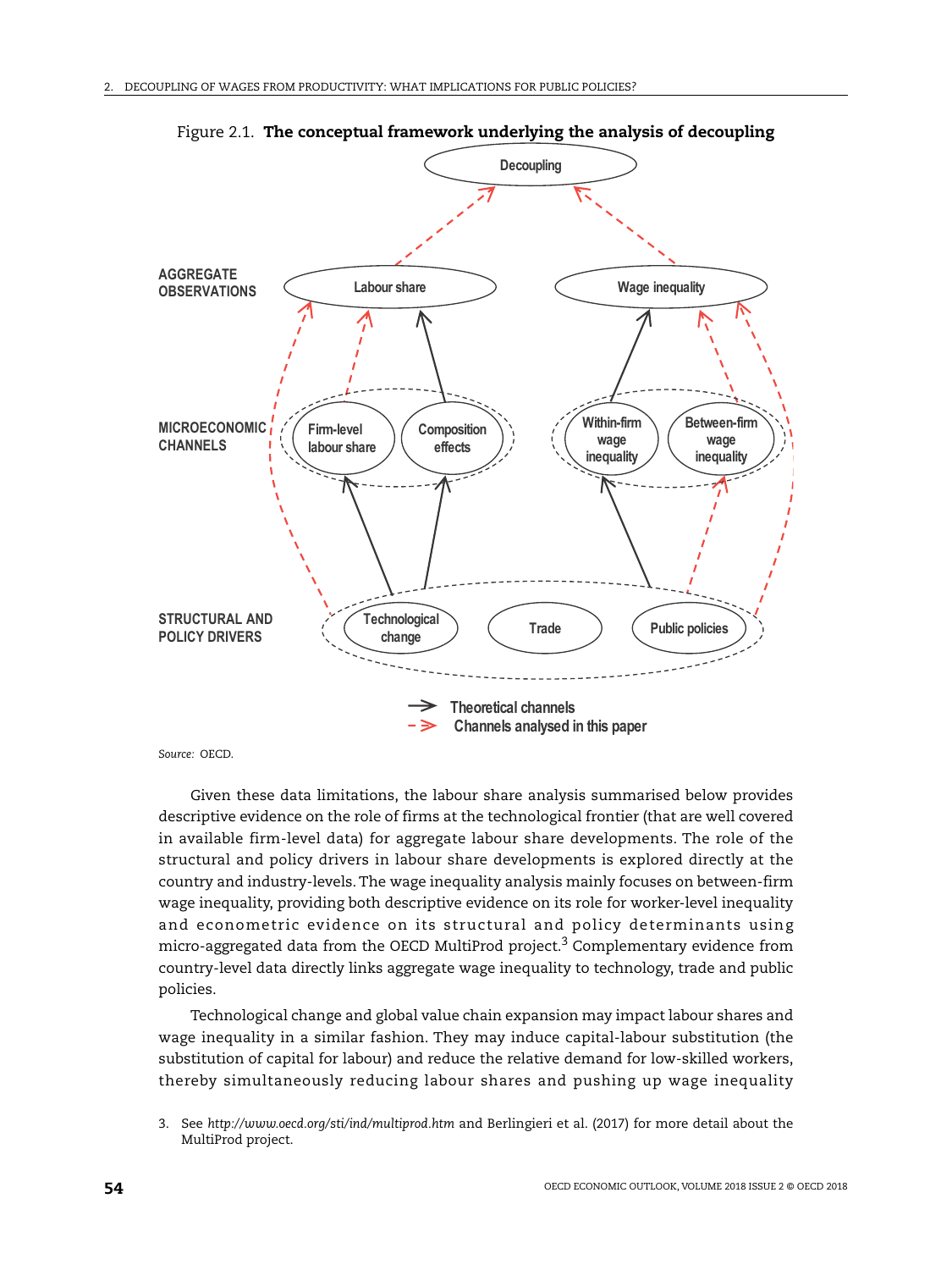Figure 2.1. **The conceptual framework underlying the analysis of decoupling**

Source: OECD.

Given these data limitations, the labour share analysis summarised below provides descriptive evidence on the role of firms at the technological frontier (that are well covered in available firm-level data) for aggregate labour share developments. The role of the structural and policy drivers in labour share developments is explored directly at the country and industry-levels. The wage inequality analysis mainly focuses on between-firm wage inequality, providing both descriptive evidence on its role for worker-level inequality and econometric evidence on its structural and policy determinants using micro-aggregated data from the OECD MultiProd project.[3] Complementary evidence from country-level data directly links aggregate wage inequality to technology, trade and public policies.

Technological change and global value chain expansion may impact labour shares and wage inequality in a similar fashion. They may induce capital-labour substitution (the substitution of capital for labour) and reduce the relative demand for low-skilled workers, thereby simultaneously reducing labour shares and pushing up wage inequality

3. See *http://www.oecd.org/sti/ind/multiprod.htm* and Berlingieri et al. (2017) for more detail about the MultiProd project.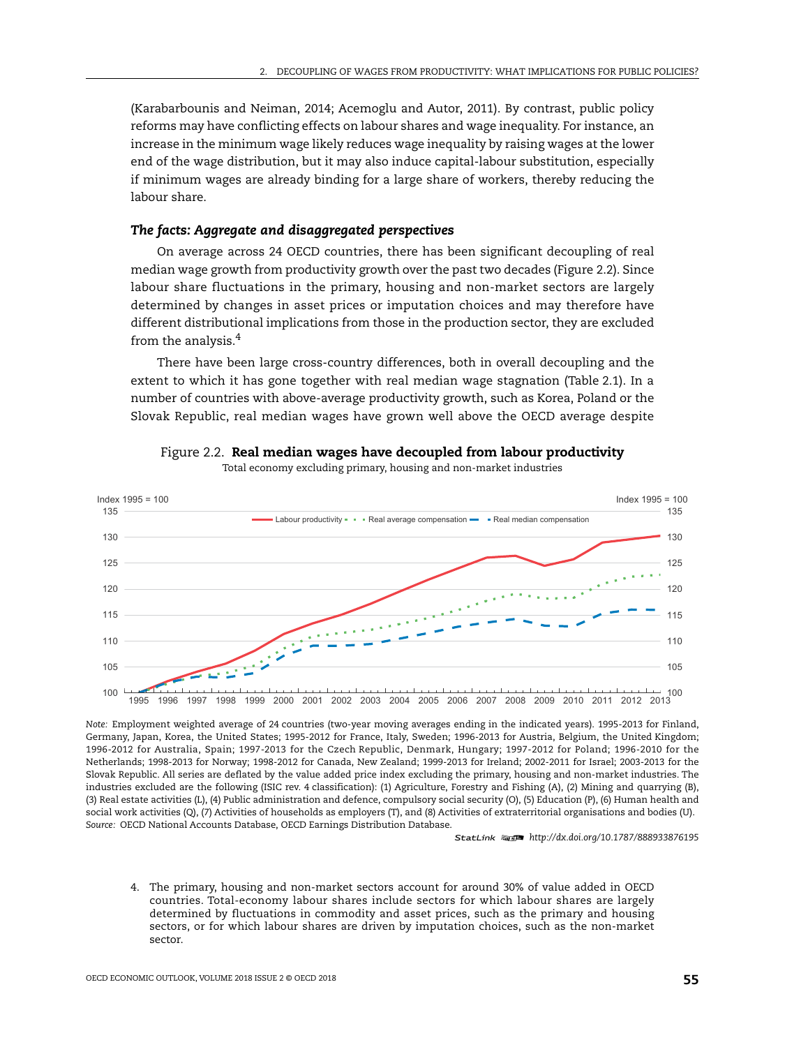(Karabarbounis and Neiman, 2014; Acemoglu and Autor, 2011). By contrast, public policy reforms may have conflicting effects on labour shares and wage inequality. For instance, an increase in the minimum wage likely reduces wage inequality by raising wages at the lower end of the wage distribution, but it may also induce capital-labour substitution, especially if minimum wages are already binding for a large share of workers, thereby reducing the labour share.

### *The facts: Aggregate and disaggregated perspectives*

On average across 24 OECD countries, there has been significant decoupling of real median wage growth from productivity growth over the past two decades (Figure 2.2). Since labour share fluctuations in the primary, housing and non-market sectors are largely determined by changes in asset prices or imputation choices and may therefore have different distributional implications from those in the production sector, they are excluded from the analysis.[4]

There have been large cross-country differences, both in overall decoupling and the extent to which it has gone together with real median wage stagnation (Table 2.1). In a number of countries with above-average productivity growth, such as Korea, Poland or the Slovak Republic, real median wages have grown well above the OECD average despite

Figure 2.2. **Real median wages have decoupled from labour productivity**

Total economy excluding primary, housing and non-market industries

*Note:* Employment weighted average of 24 countries (two-year moving averages ending in the indicated years). 1995-2013 for Finland, Germany, Japan, Korea, the United States; 1995-2012 for France, Italy, Sweden; 1996-2013 for Austria, Belgium, the United Kingdom; 1996-2012 for Australia, Spain; 1997-2013 for the Czech Republic, Denmark, Hungary; 1997-2012 for Poland; 1996-2010 for the Netherlands; 1998-2013 for Norway; 1998-2012 for Canada, New Zealand; 1999-2013 for Ireland; 2002-2011 for Israel; 2003-2013 for the Slovak Republic. All series are deflated by the value added price index excluding the primary, housing and non-market industries. The industries excluded are the following (ISIC rev. 4 classification): (1) Agriculture, Forestry and Fishing (A), (2) Mining and quarrying (B), (3) Real estate activities (L), (4) Public administration and defence, compulsory social security (O), (5) Education (P), (6) Human health and social work activities (Q), (7) Activities of households as employers (T), and (8) Activities of extraterritorial organisations and bodies (U).

*Source:* OECD National Accounts Database, OECD Earnings Distribution Database.

StatLink http://dx.doi.org/10.1787/888933876195

4. The primary, housing and non-market sectors account for around 30% of value added in OECD countries. Total-economy labour shares include sectors for which labour shares are largely determined by fluctuations in commodity and asset prices, such as the primary and housing sectors, or for which labour shares are driven by imputation choices, such as the non-market sector.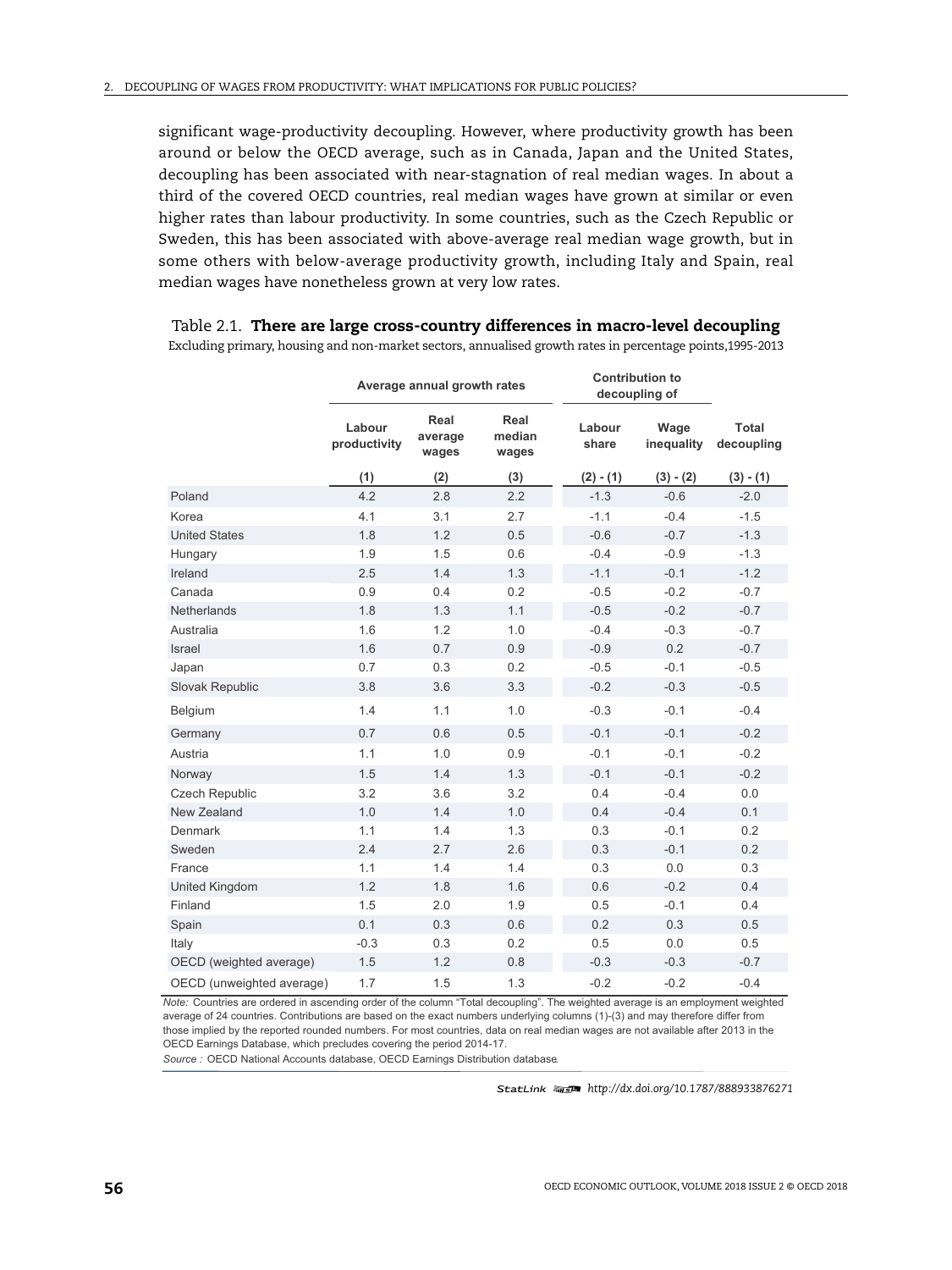significant wage-productivity decoupling. However, where productivity growth has been around or below the OECD average, such as in Canada, Japan and the United States, decoupling has been associated with near-stagnation of real median wages. In about a third of the covered OECD countries, real median wages have grown at similar or even higher rates than labour productivity. In some countries, such as the Czech Republic or Sweden, this has been associated with above-average real median wage growth, but in some others with below-average productivity growth, including Italy and Spain, real median wages have nonetheless grown at very low rates.

Table 2.1. **There are large cross-country differences in macro-level decoupling**

Excluding primary, housing and non-market sectors, annualised growth rates in percentage points,1995-2013

| | Average annual growth rates | | | Contribution to decoupling of | | |
|---|---|---|---|---|---|---|
| | Labour productivity | Real average wages | Real median wages | Labour share | Wage inequality | Total decoupling |
| | (1) | (2) | (3) | (2) - (1) | (3) - (2) | (3) - (1) |
| Poland | 4.2 | 2.8 | 2.2 | -1.3 | -0.6 | -2.0 |
| Korea | 4.1 | 3.1 | 2.7 | -1.1 | -0.4 | -1.5 |
| United States | 1.8 | 1.2 | 0.5 | -0.6 | -0.7 | -1.3 |
| Hungary | 1.9 | 1.5 | 0.6 | -0.4 | -0.9 | -1.3 |
| Ireland | 2.5 | 1.4 | 1.3 | -1.1 | -0.1 | -1.2 |
| Canada | 0.9 | 0.4 | 0.2 | -0.5 | -0.2 | -0.7 |
| Netherlands | 1.8 | 1.3 | 1.1 | -0.5 | -0.2 | -0.7 |
| Australia | 1.6 | 1.2 | 1.0 | -0.4 | -0.3 | -0.7 |
| Israel | 1.6 | 0.7 | 0.9 | -0.9 | 0.2 | -0.7 |
| Japan | 0.7 | 0.3 | 0.2 | -0.5 | -0.1 | -0.5 |
| Slovak Republic | 3.8 | 3.6 | 3.3 | -0.2 | -0.3 | -0.5 |
| Belgium | 1.4 | 1.1 | 1.0 | -0.3 | -0.1 | -0.4 |
| Germany | 0.7 | 0.6 | 0.5 | -0.1 | -0.1 | -0.2 |
| Austria | 1.1 | 1.0 | 0.9 | -0.1 | -0.1 | -0.2 |
| Norway | 1.5 | 1.4 | 1.3 | -0.1 | -0.1 | -0.2 |
| Czech Republic | 3.2 | 3.6 | 3.2 | 0.4 | -0.4 | 0.0 |
| New Zealand | 1.0 | 1.4 | 1.0 | 0.4 | -0.4 | 0.1 |
| Denmark | 1.1 | 1.4 | 1.3 | 0.3 | -0.1 | 0.2 |
| Sweden | 2.4 | 2.7 | 2.6 | 0.3 | -0.1 | 0.2 |
| France | 1.1 | 1.4 | 1.4 | 0.3 | 0.0 | 0.3 |
| United Kingdom | 1.2 | 1.8 | 1.6 | 0.6 | -0.2 | 0.4 |
| Finland | 1.5 | 2.0 | 1.9 | 0.5 | -0.1 | 0.4 |
| Spain | 0.1 | 0.3 | 0.6 | 0.2 | 0.3 | 0.5 |
| Italy | -0.3 | 0.3 | 0.2 | 0.5 | 0.0 | 0.5 |
| OECD (weighted average) | 1.5 | 1.2 | 0.8 | -0.3 | -0.3 | -0.7 |
| OECD (unweighted average) | 1.7 | 1.5 | 1.3 | -0.2 | -0.2 | -0.4 |

*Note:* Countries are ordered in ascending order of the column "Total decoupling". The weighted average is an employment weighted average of 24 countries. Contributions are based on the exact numbers underlying columns (1)-(3) and may therefore differ from those implied by the reported rounded numbers. For most countries, data on real median wages are not available after 2013 in the OECD Earnings Database, which precludes covering the period 2014-17.

*Source :* OECD National Accounts database, OECD Earnings Distribution database.

StatLink http://dx.doi.org/10.1787/888933876271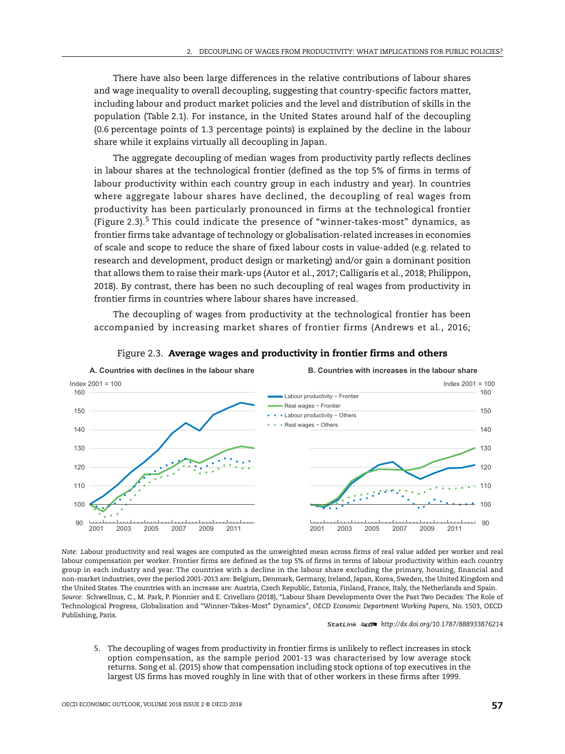There have also been large differences in the relative contributions of labour shares and wage inequality to overall decoupling, suggesting that country-specific factors matter, including labour and product market policies and the level and distribution of skills in the population (Table 2.1). For instance, in the United States around half of the decoupling (0.6 percentage points of 1.3 percentage points) is explained by the decline in the labour share while it explains virtually all decoupling in Japan.

The aggregate decoupling of median wages from productivity partly reflects declines in labour shares at the technological frontier (defined as the top 5% of firms in terms of labour productivity within each country group in each industry and year). In countries where aggregate labour shares have declined, the decoupling of real wages from productivity has been particularly pronounced in firms at the technological frontier (Figure 2.3).[5] This could indicate the presence of "winner-takes-most" dynamics, as frontier firms take advantage of technology or globalisation-related increases in economies of scale and scope to reduce the share of fixed labour costs in value-added (e.g. related to research and development, product design or marketing) and/or gain a dominant position that allows them to raise their mark-ups (Autor et al., 2017; Calligaris et al., 2018; Philippon, 2018). By contrast, there has been no such decoupling of real wages from productivity in frontier firms in countries where labour shares have increased.

The decoupling of wages from productivity at the technological frontier has been accompanied by increasing market shares of frontier firms (Andrews et al., 2016;

Figure 2.3. **Average wages and productivity in frontier firms and others**

A. Countries with declines in the labour share

B. Countries with increases in the labour share

*Note:* Labour productivity and real wages are computed as the unweighted mean across firms of real value added per worker and real labour compensation per worker. Frontier firms are defined as the top 5% of firms in terms of labour productivity within each country group in each industry and year. The countries with a decline in the labour share excluding the primary, housing, financial and non-market industries, over the period 2001-2013 are: Belgium, Denmark, Germany, Ireland, Japan, Korea, Sweden, the United Kingdom and the United States. The countries with an increase are: Austria, Czech Republic, Estonia, Finland, France, Italy, the Netherlands and Spain.

*Source:* Schwellnus, C., M. Park, P. Pionnier and E. Crivellaro (2018), "Labour Share Developments Over the Past Two Decades: The Role of Technological Progress, Globalisation and "Winner-Takes-Most" Dynamics", *OECD Economic Department Working Papers*, No. 1503, OECD Publishing, Paris.

StatLink http://dx.doi.org/10.1787/888933876214

5. The decoupling of wages from productivity in frontier firms is unlikely to reflect increases in stock option compensation, as the sample period 2001-13 was characterised by low average stock returns. Song et al. (2015) show that compensation including stock options of top executives in the largest US firms has moved roughly in line with that of other workers in these firms after 1999.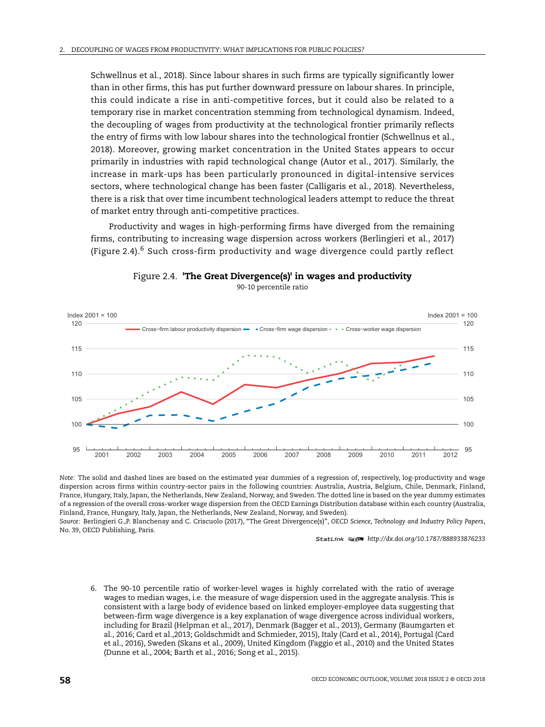Schwellnus et al., 2018). Since labour shares in such firms are typically significantly lower than in other firms, this has put further downward pressure on labour shares. In principle, this could indicate a rise in anti-competitive forces, but it could also be related to a temporary rise in market concentration stemming from technological dynamism. Indeed, the decoupling of wages from productivity at the technological frontier primarily reflects the entry of firms with low labour shares into the technological frontier (Schwellnus et al., 2018). Moreover, growing market concentration in the United States appears to occur primarily in industries with rapid technological change (Autor et al., 2017). Similarly, the increase in mark-ups has been particularly pronounced in digital-intensive services sectors, where technological change has been faster (Calligaris et al., 2018). Nevertheless, there is a risk that over time incumbent technological leaders attempt to reduce the threat of market entry through anti-competitive practices.

Productivity and wages in high-performing firms have diverged from the remaining firms, contributing to increasing wage dispersion across workers (Berlingieri et al., 2017) (Figure 2.4).[6] Such cross-firm productivity and wage divergence could partly reflect

Figure 2.4. **'The Great Divergence(s)' in wages and productivity**

90-10 percentile ratio

*Note:* The solid and dashed lines are based on the estimated year dummies of a regression of, respectively, log-productivity and wage dispersion across firms within country-sector pairs in the following countries: Australia, Austria, Belgium, Chile, Denmark, Finland, France, Hungary, Italy, Japan, the Netherlands, New Zealand, Norway, and Sweden. The dotted line is based on the year dummy estimates of a regression of the overall cross-worker wage dispersion from the OECD Earnings Distribution database within each country (Australia, Finland, France, Hungary, Italy, Japan, the Netherlands, New Zealand, Norway, and Sweden).

*Source:* Berlingieri G.,P. Blanchenay and C. Criscuolo (2017), "The Great Divergence(s)", *OECD Science, Technology and Industry Policy Papers*, No. 39, OECD Publishing, Paris.

StatLink http://dx.doi.org/10.1787/888933876233

6. The 90-10 percentile ratio of worker-level wages is highly correlated with the ratio of average wages to median wages, i.e. the measure of wage dispersion used in the aggregate analysis. This is consistent with a large body of evidence based on linked employer-employee data suggesting that between-firm wage divergence is a key explanation of wage divergence across individual workers, including for Brazil (Helpman et al., 2017), Denmark (Bagger et al., 2013), Germany (Baumgarten et al., 2016; Card et al.,2013; Goldschmidt and Schmieder, 2015), Italy (Card et al., 2014), Portugal (Card et al., 2016), Sweden (Skans et al., 2009), United Kingdom (Faggio et al., 2010) and the United States (Dunne et al., 2004; Barth et al., 2016; Song et al., 2015).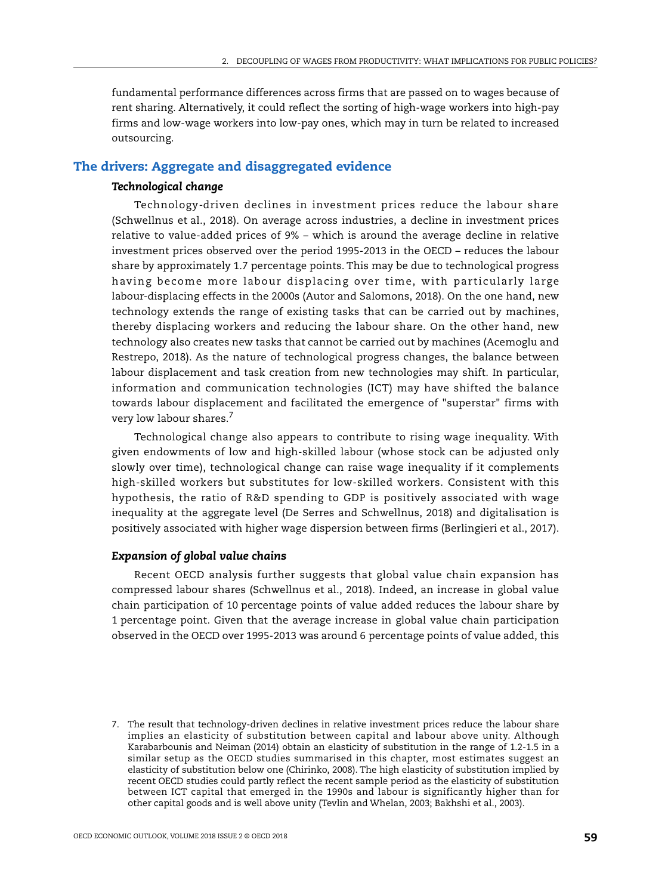fundamental performance differences across firms that are passed on to wages because of rent sharing. Alternatively, it could reflect the sorting of high-wage workers into high-pay firms and low-wage workers into low-pay ones, which may in turn be related to increased outsourcing.

## The drivers: Aggregate and disaggregated evidence

### *Technological change*

Technology-driven declines in investment prices reduce the labour share (Schwellnus et al., 2018). On average across industries, a decline in investment prices relative to value-added prices of 9% – which is around the average decline in relative investment prices observed over the period 1995-2013 in the OECD – reduces the labour share by approximately 1.7 percentage points. This may be due to technological progress having become more labour displacing over time, with particularly large labour-displacing effects in the 2000s (Autor and Salomons, 2018). On the one hand, new technology extends the range of existing tasks that can be carried out by machines, thereby displacing workers and reducing the labour share. On the other hand, new technology also creates new tasks that cannot be carried out by machines (Acemoglu and Restrepo, 2018). As the nature of technological progress changes, the balance between labour displacement and task creation from new technologies may shift. In particular, information and communication technologies (ICT) may have shifted the balance towards labour displacement and facilitated the emergence of "superstar" firms with very low labour shares.[7]

Technological change also appears to contribute to rising wage inequality. With given endowments of low and high-skilled labour (whose stock can be adjusted only slowly over time), technological change can raise wage inequality if it complements high-skilled workers but substitutes for low-skilled workers. Consistent with this hypothesis, the ratio of R&D spending to GDP is positively associated with wage inequality at the aggregate level (De Serres and Schwellnus, 2018) and digitalisation is positively associated with higher wage dispersion between firms (Berlingieri et al., 2017).

### *Expansion of global value chains*

Recent OECD analysis further suggests that global value chain expansion has compressed labour shares (Schwellnus et al., 2018). Indeed, an increase in global value chain participation of 10 percentage points of value added reduces the labour share by 1 percentage point. Given that the average increase in global value chain participation observed in the OECD over 1995-2013 was around 6 percentage points of value added, this

7. The result that technology-driven declines in relative investment prices reduce the labour share implies an elasticity of substitution between capital and labour above unity. Although Karabarbounis and Neiman (2014) obtain an elasticity of substitution in the range of 1.2-1.5 in a similar setup as the OECD studies summarised in this chapter, most estimates suggest an elasticity of substitution below one (Chirinko, 2008). The high elasticity of substitution implied by recent OECD studies could partly reflect the recent sample period as the elasticity of substitution between ICT capital that emerged in the 1990s and labour is significantly higher than for other capital goods and is well above unity (Tevlin and Whelan, 2003; Bakhshi et al., 2003).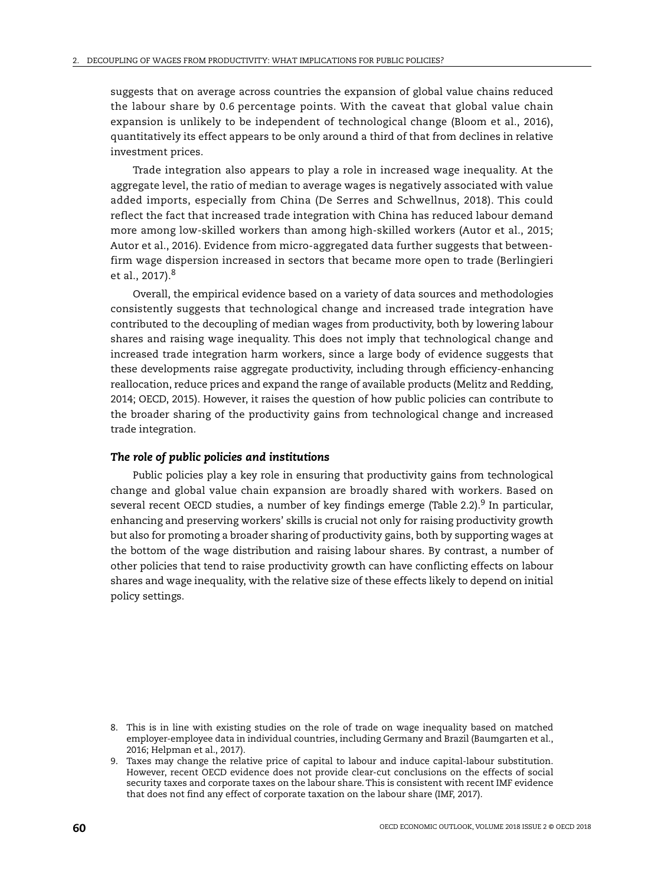suggests that on average across countries the expansion of global value chains reduced the labour share by 0.6 percentage points. With the caveat that global value chain expansion is unlikely to be independent of technological change (Bloom et al., 2016), quantitatively its effect appears to be only around a third of that from declines in relative investment prices.

Trade integration also appears to play a role in increased wage inequality. At the aggregate level, the ratio of median to average wages is negatively associated with value added imports, especially from China (De Serres and Schwellnus, 2018). This could reflect the fact that increased trade integration with China has reduced labour demand more among low-skilled workers than among high-skilled workers (Autor et al., 2015; Autor et al., 2016). Evidence from micro-aggregated data further suggests that between-firm wage dispersion increased in sectors that became more open to trade (Berlingieri et al., 2017).[8]

Overall, the empirical evidence based on a variety of data sources and methodologies consistently suggests that technological change and increased trade integration have contributed to the decoupling of median wages from productivity, both by lowering labour shares and raising wage inequality. This does not imply that technological change and increased trade integration harm workers, since a large body of evidence suggests that these developments raise aggregate productivity, including through efficiency-enhancing reallocation, reduce prices and expand the range of available products (Melitz and Redding, 2014; OECD, 2015). However, it raises the question of how public policies can contribute to the broader sharing of the productivity gains from technological change and increased trade integration.

### *The role of public policies and institutions*

Public policies play a key role in ensuring that productivity gains from technological change and global value chain expansion are broadly shared with workers. Based on several recent OECD studies, a number of key findings emerge (Table 2.2).[9] In particular, enhancing and preserving workers' skills is crucial not only for raising productivity growth but also for promoting a broader sharing of productivity gains, both by supporting wages at the bottom of the wage distribution and raising labour shares. By contrast, a number of other policies that tend to raise productivity growth can have conflicting effects on labour shares and wage inequality, with the relative size of these effects likely to depend on initial policy settings.

8. This is in line with existing studies on the role of trade on wage inequality based on matched employer-employee data in individual countries, including Germany and Brazil (Baumgarten et al., 2016; Helpman et al., 2017).

9. Taxes may change the relative price of capital to labour and induce capital-labour substitution. However, recent OECD evidence does not provide clear-cut conclusions on the effects of social security taxes and corporate taxes on the labour share. This is consistent with recent IMF evidence that does not find any effect of corporate taxation on the labour share (IMF, 2017).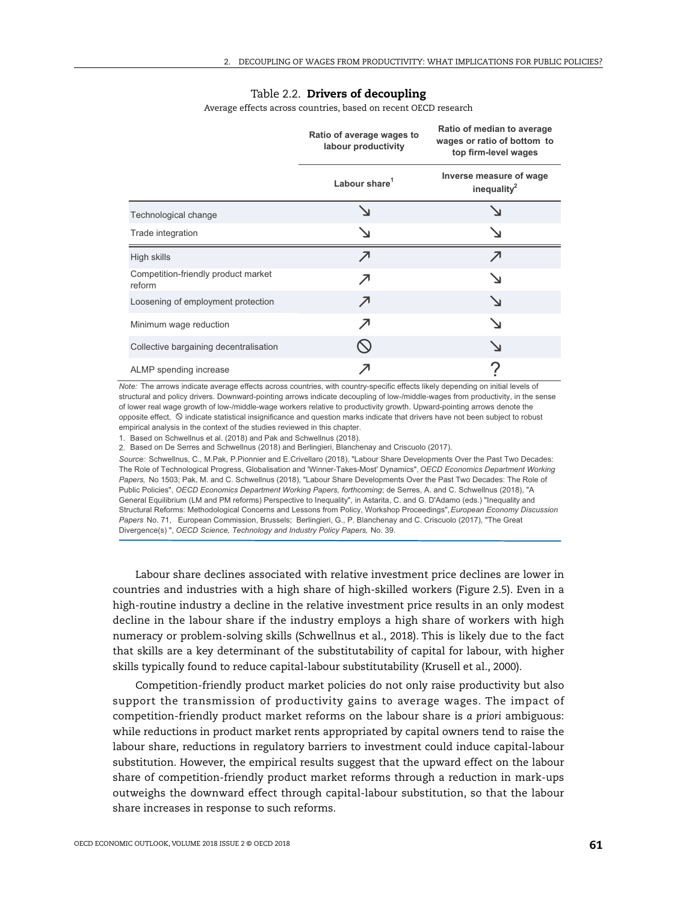Table 2.2. **Drivers of decoupling**

Average effects across countries, based on recent OECD research

| | Ratio of average wages to labour productivity | Ratio of median to average wages or ratio of bottom to top firm-level wages |
|---|---|---|
| | Labour share[1] | Inverse measure of wage inequality[2] |
| Technological change | ↘ | ↘ |
| Trade integration | ↘ | ↘ |
| High skills | ↗ | ↗ |
| Competition-friendly product market reform | ↗ | ↘ |
| Loosening of employment protection | ↗ | ↘ |
| Minimum wage reduction | ↗ | ↘ |
| Collective bargaining decentralisation | ⃠ | ↘ |
| ALMP spending increase | ↗ | ? |

*Note:* The arrows indicate average effects across countries, with country-specific effects likely depending on initial levels of structural and policy drivers. Downward-pointing arrows indicate decoupling of low-/middle-wages from productivity, in the sense of lower real wage growth of low-/middle-wage workers relative to productivity growth. Upward-pointing arrows denote the opposite effect, ⃠ indicate statistical insignificance and question marks indicate that drivers have not been subject to robust empirical analysis in the context of the studies reviewed in this chapter.

1. Based on Schwellnus et al. (2018) and Pak and Schwellnus (2018).
2. Based on De Serres and Schwellnus (2018) and Berlingieri, Blanchenay and Criscuolo (2017).

*Source:* Schwellnus, C., M.Pak, P.Pionnier and E.Crivellaro (2018), "Labour Share Developments Over the Past Two Decades: The Role of Technological Progress, Globalisation and 'Winner-Takes-Most' Dynamics", *OECD Economics Department Working Papers,* No 1503; Pak, M. and C. Schwellnus (2018), "Labour Share Developments Over the Past Two Decades: The Role of Public Policies", *OECD Economics Department Working Papers, forthcoming*; de Serres, A. and C. Schwellnus (2018), "A General Equilibrium (LM and PM reforms) Perspective to Inequality", in Astarita, C. and G. D'Adamo (eds.) "Inequality and Structural Reforms: Methodological Concerns and Lessons from Policy, Workshop Proceedings", *European Economy Discussion Papers* No. 71, European Commission, Brussels; Berlingieri, G., P. Blanchenay and C. Criscuolo (2017), "The Great Divergence(s) ", *OECD Science, Technology and Industry Policy Papers,* No. 39.

Labour share declines associated with relative investment price declines are lower in countries and industries with a high share of high-skilled workers (Figure 2.5). Even in a high-routine industry a decline in the relative investment price results in an only modest decline in the labour share if the industry employs a high share of workers with high numeracy or problem-solving skills (Schwellnus et al., 2018). This is likely due to the fact that skills are a key determinant of the substitutability of capital for labour, with higher skills typically found to reduce capital-labour substitutability (Krusell et al., 2000).

Competition-friendly product market policies do not only raise productivity but also support the transmission of productivity gains to average wages. The impact of competition-friendly product market reforms on the labour share is *a priori* ambiguous: while reductions in product market rents appropriated by capital owners tend to raise the labour share, reductions in regulatory barriers to investment could induce capital-labour substitution. However, the empirical results suggest that the upward effect on the labour share of competition-friendly product market reforms through a reduction in mark-ups outweighs the downward effect through capital-labour substitution, so that the labour share increases in response to such reforms.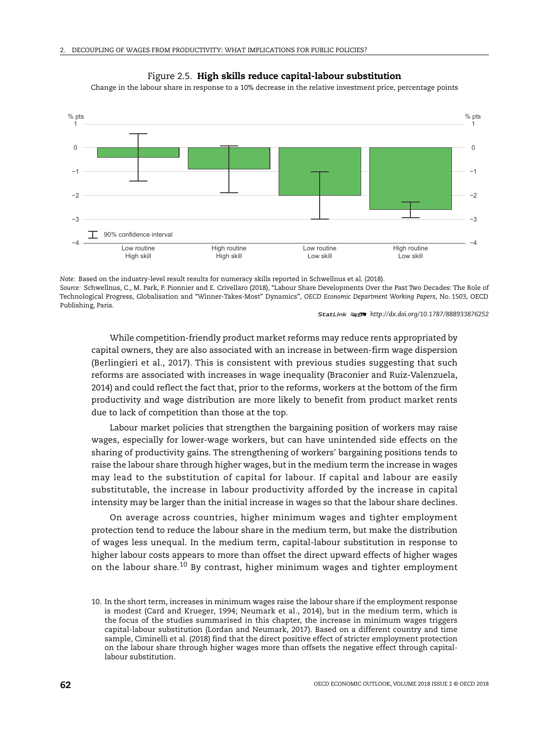Figure 2.5. **High skills reduce capital-labour substitution**

Change in the labour share in response to a 10% decrease in the relative investment price, percentage points

*Note:* Based on the industry-level result results for numeracy skills reported in Schwellnus et al. (2018).

*Source:* Schwellnus, C., M. Park, P. Pionnier and E. Crivellaro (2018), "Labour Share Developments Over the Past Two Decades: The Role of Technological Progress, Globalisation and "Winner-Takes-Most" Dynamics", *OECD Economic Department Working Papers*, No. 1503, OECD Publishing, Paris.

StatLink http://dx.doi.org/10.1787/888933876252

While competition-friendly product market reforms may reduce rents appropriated by capital owners, they are also associated with an increase in between-firm wage dispersion (Berlingieri et al., 2017). This is consistent with previous studies suggesting that such reforms are associated with increases in wage inequality (Braconier and Ruiz-Valenzuela, 2014) and could reflect the fact that, prior to the reforms, workers at the bottom of the firm productivity and wage distribution are more likely to benefit from product market rents due to lack of competition than those at the top.

Labour market policies that strengthen the bargaining position of workers may raise wages, especially for lower-wage workers, but can have unintended side effects on the sharing of productivity gains. The strengthening of workers' bargaining positions tends to raise the labour share through higher wages, but in the medium term the increase in wages may lead to the substitution of capital for labour. If capital and labour are easily substitutable, the increase in labour productivity afforded by the increase in capital intensity may be larger than the initial increase in wages so that the labour share declines.

On average across countries, higher minimum wages and tighter employment protection tend to reduce the labour share in the medium term, but make the distribution of wages less unequal. In the medium term, capital-labour substitution in response to higher labour costs appears to more than offset the direct upward effects of higher wages on the labour share.[10] By contrast, higher minimum wages and tighter employment

10. In the short term, increases in minimum wages raise the labour share if the employment response is modest (Card and Krueger, 1994; Neumark et al., 2014), but in the medium term, which is the focus of the studies summarised in this chapter, the increase in minimum wages triggers capital-labour substitution (Lordan and Neumark, 2017). Based on a different country and time sample, Ciminelli et al. (2018) find that the direct positive effect of stricter employment protection on the labour share through higher wages more than offsets the negative effect through capital-labour substitution.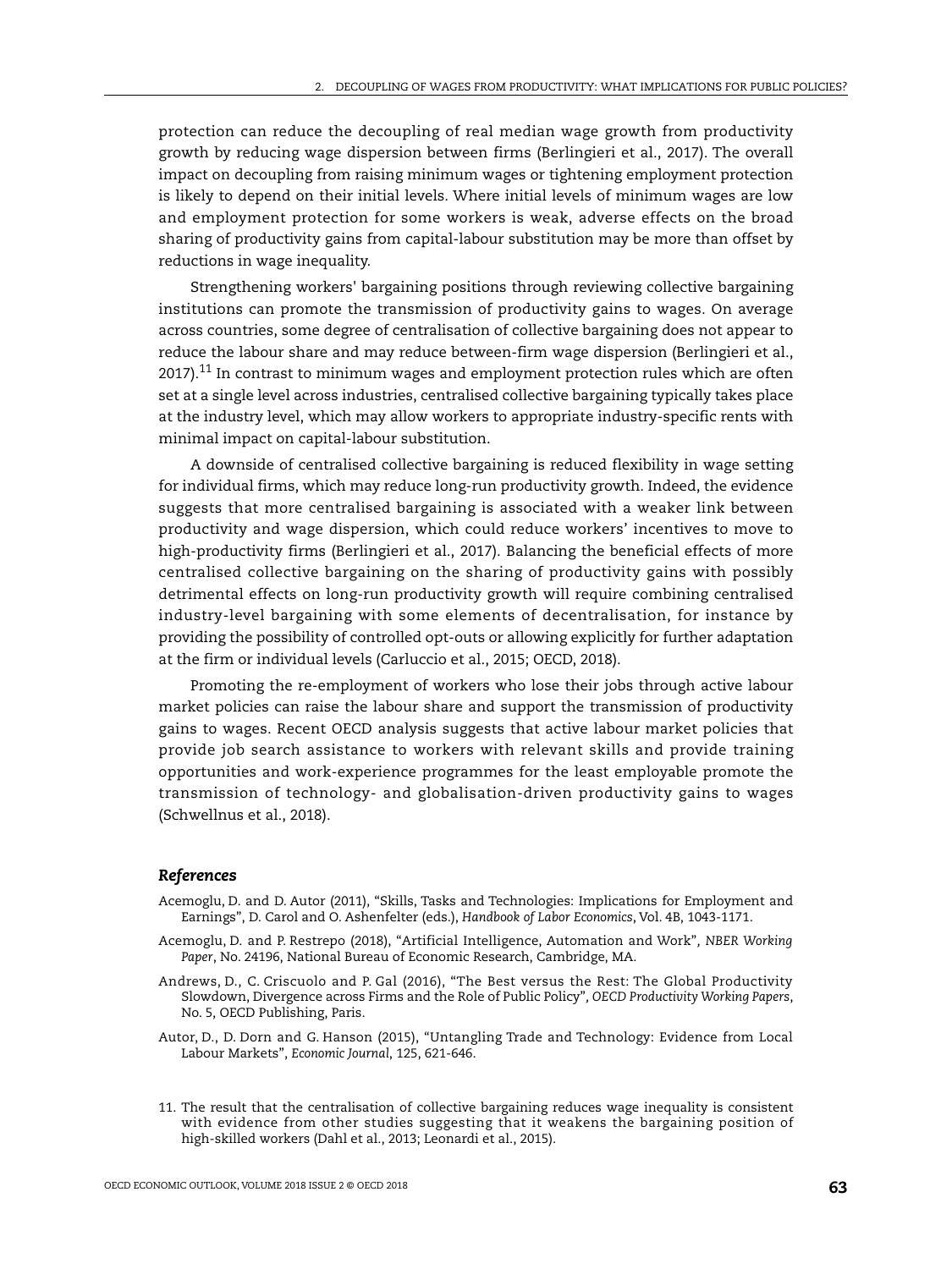protection can reduce the decoupling of real median wage growth from productivity growth by reducing wage dispersion between firms (Berlingieri et al., 2017). The overall impact on decoupling from raising minimum wages or tightening employment protection is likely to depend on their initial levels. Where initial levels of minimum wages are low and employment protection for some workers is weak, adverse effects on the broad sharing of productivity gains from capital-labour substitution may be more than offset by reductions in wage inequality.

Strengthening workers' bargaining positions through reviewing collective bargaining institutions can promote the transmission of productivity gains to wages. On average across countries, some degree of centralisation of collective bargaining does not appear to reduce the labour share and may reduce between-firm wage dispersion (Berlingieri et al., 2017).[11] In contrast to minimum wages and employment protection rules which are often set at a single level across industries, centralised collective bargaining typically takes place at the industry level, which may allow workers to appropriate industry-specific rents with minimal impact on capital-labour substitution.

A downside of centralised collective bargaining is reduced flexibility in wage setting for individual firms, which may reduce long-run productivity growth. Indeed, the evidence suggests that more centralised bargaining is associated with a weaker link between productivity and wage dispersion, which could reduce workers' incentives to move to high-productivity firms (Berlingieri et al., 2017). Balancing the beneficial effects of more centralised collective bargaining on the sharing of productivity gains with possibly detrimental effects on long-run productivity growth will require combining centralised industry-level bargaining with some elements of decentralisation, for instance by providing the possibility of controlled opt-outs or allowing explicitly for further adaptation at the firm or individual levels (Carluccio et al., 2015; OECD, 2018).

Promoting the re-employment of workers who lose their jobs through active labour market policies can raise the labour share and support the transmission of productivity gains to wages. Recent OECD analysis suggests that active labour market policies that provide job search assistance to workers with relevant skills and provide training opportunities and work-experience programmes for the least employable promote the transmission of technology- and globalisation-driven productivity gains to wages (Schwellnus et al., 2018).

### *References*

Acemoglu, D. and D. Autor (2011), "Skills, Tasks and Technologies: Implications for Employment and Earnings", D. Carol and O. Ashenfelter (eds.), *Handbook of Labor Economics*, Vol. 4B, 1043-1171.

Acemoglu, D. and P. Restrepo (2018), "Artificial Intelligence, Automation and Work", *NBER Working Paper*, No. 24196, National Bureau of Economic Research, Cambridge, MA.

Andrews, D., C. Criscuolo and P. Gal (2016), "The Best versus the Rest: The Global Productivity Slowdown, Divergence across Firms and the Role of Public Policy", *OECD Productivity Working Papers*, No. 5, OECD Publishing, Paris.

Autor, D., D. Dorn and G. Hanson (2015), "Untangling Trade and Technology: Evidence from Local Labour Markets", *Economic Journal*, 125, 621-646.

11. The result that the centralisation of collective bargaining reduces wage inequality is consistent with evidence from other studies suggesting that it weakens the bargaining position of high-skilled workers (Dahl et al., 2013; Leonardi et al., 2015).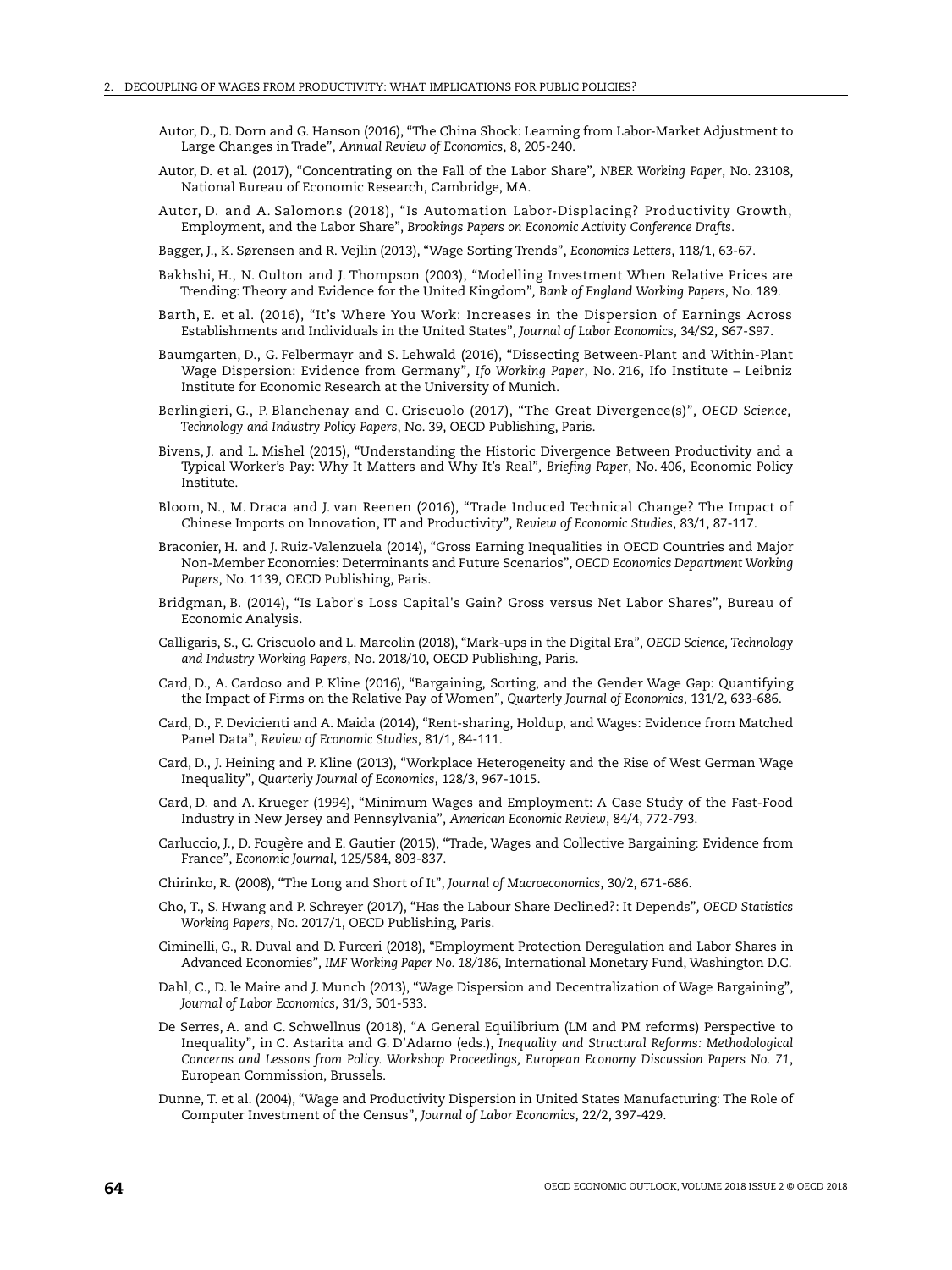Autor, D., D. Dorn and G. Hanson (2016), "The China Shock: Learning from Labor-Market Adjustment to Large Changes in Trade", *Annual Review of Economics*, 8, 205-240.

Autor, D. et al. (2017), "Concentrating on the Fall of the Labor Share", *NBER Working Paper*, No. 23108, National Bureau of Economic Research, Cambridge, MA.

Autor, D. and A. Salomons (2018), "Is Automation Labor-Displacing? Productivity Growth, Employment, and the Labor Share", *Brookings Papers on Economic Activity Conference Drafts*.

Bagger, J., K. Sørensen and R. Vejlin (2013), "Wage Sorting Trends", *Economics Letters*, 118/1, 63-67.

Bakhshi, H., N. Oulton and J. Thompson (2003), "Modelling Investment When Relative Prices are Trending: Theory and Evidence for the United Kingdom", *Bank of England Working Papers*, No. 189.

Barth, E. et al. (2016), "It's Where You Work: Increases in the Dispersion of Earnings Across Establishments and Individuals in the United States", *Journal of Labor Economics*, 34/S2, S67-S97.

Baumgarten, D., G. Felbermayr and S. Lehwald (2016), "Dissecting Between-Plant and Within-Plant Wage Dispersion: Evidence from Germany", *Ifo Working Paper*, No. 216, Ifo Institute – Leibniz Institute for Economic Research at the University of Munich.

Berlingieri, G., P. Blanchenay and C. Criscuolo (2017), "The Great Divergence(s)", *OECD Science, Technology and Industry Policy Papers*, No. 39, OECD Publishing, Paris.

Bivens, J. and L. Mishel (2015), "Understanding the Historic Divergence Between Productivity and a Typical Worker's Pay: Why It Matters and Why It's Real", *Briefing Paper*, No. 406, Economic Policy Institute.

Bloom, N., M. Draca and J. van Reenen (2016), "Trade Induced Technical Change? The Impact of Chinese Imports on Innovation, IT and Productivity", *Review of Economic Studies*, 83/1, 87-117.

Braconier, H. and J. Ruiz-Valenzuela (2014), "Gross Earning Inequalities in OECD Countries and Major Non-Member Economies: Determinants and Future Scenarios", *OECD Economics Department Working Papers*, No. 1139, OECD Publishing, Paris.

Bridgman, B. (2014), "Is Labor's Loss Capital's Gain? Gross versus Net Labor Shares", Bureau of Economic Analysis.

Calligaris, S., C. Criscuolo and L. Marcolin (2018), "Mark-ups in the Digital Era", *OECD Science, Technology and Industry Working Papers*, No. 2018/10, OECD Publishing, Paris.

Card, D., A. Cardoso and P. Kline (2016), "Bargaining, Sorting, and the Gender Wage Gap: Quantifying the Impact of Firms on the Relative Pay of Women", *Quarterly Journal of Economics*, 131/2, 633-686.

Card, D., F. Devicienti and A. Maida (2014), "Rent-sharing, Holdup, and Wages: Evidence from Matched Panel Data", *Review of Economic Studies*, 81/1, 84-111.

Card, D., J. Heining and P. Kline (2013), "Workplace Heterogeneity and the Rise of West German Wage Inequality", *Quarterly Journal of Economics*, 128/3, 967-1015.

Card, D. and A. Krueger (1994), "Minimum Wages and Employment: A Case Study of the Fast-Food Industry in New Jersey and Pennsylvania", *American Economic Review*, 84/4, 772-793.

Carluccio, J., D. Fougère and E. Gautier (2015), "Trade, Wages and Collective Bargaining: Evidence from France", *Economic Journal*, 125/584, 803-837.

Chirinko, R. (2008), "The Long and Short of It", *Journal of Macroeconomics*, 30/2, 671-686.

Cho, T., S. Hwang and P. Schreyer (2017), "Has the Labour Share Declined?: It Depends", *OECD Statistics Working Papers*, No. 2017/1, OECD Publishing, Paris.

Ciminelli, G., R. Duval and D. Furceri (2018), "Employment Protection Deregulation and Labor Shares in Advanced Economies", *IMF Working Paper No. 18/186*, International Monetary Fund, Washington D.C.

Dahl, C., D. le Maire and J. Munch (2013), "Wage Dispersion and Decentralization of Wage Bargaining", *Journal of Labor Economics*, 31/3, 501-533.

De Serres, A. and C. Schwellnus (2018), "A General Equilibrium (LM and PM reforms) Perspective to Inequality", in C. Astarita and G. D'Adamo (eds.), *Inequality and Structural Reforms: Methodological Concerns and Lessons from Policy. Workshop Proceedings, European Economy Discussion Papers No. 71*, European Commission, Brussels.

Dunne, T. et al. (2004), "Wage and Productivity Dispersion in United States Manufacturing: The Role of Computer Investment of the Census", *Journal of Labor Economics*, 22/2, 397-429.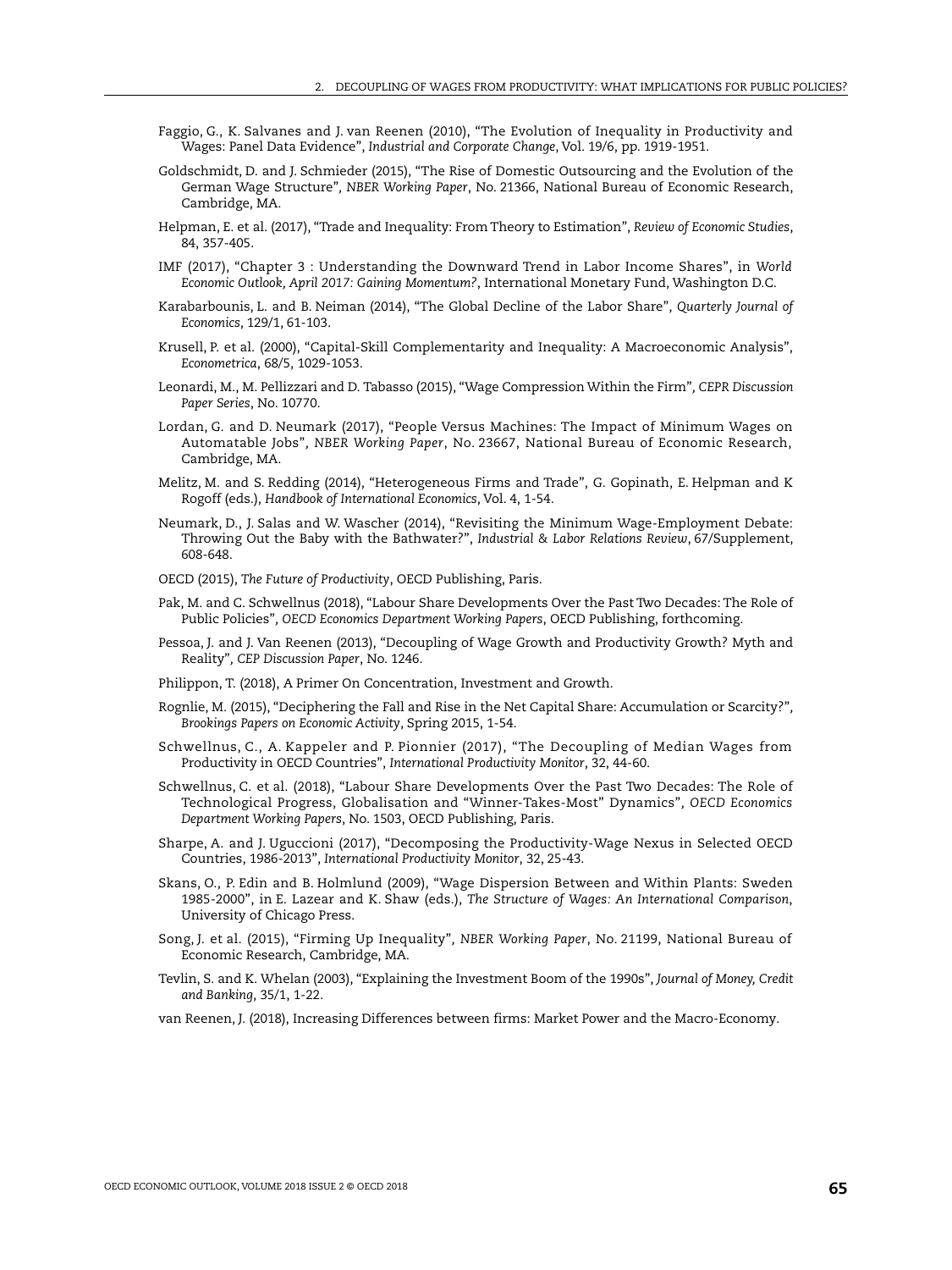Faggio, G., K. Salvanes and J. van Reenen (2010), “The Evolution of Inequality in Productivity and Wages: Panel Data Evidence”, *Industrial and Corporate Change*, Vol. 19/6, pp. 1919-1951.

Goldschmidt, D. and J. Schmieder (2015), “The Rise of Domestic Outsourcing and the Evolution of the German Wage Structure”*, NBER Working Paper*, No. 21366, National Bureau of Economic Research, Cambridge, MA.

Helpman, E. et al. (2017), “Trade and Inequality: From Theory to Estimation”, *Review of Economic Studies*, 84, 357-405.

IMF (2017), “Chapter 3 : Understanding the Downward Trend in Labor Income Shares”, in *World Economic Outlook, April 2017: Gaining Momentum?*, International Monetary Fund, Washington D.C.

Karabarbounis, L. and B. Neiman (2014), “The Global Decline of the Labor Share”, *Quarterly Journal of Economics*, 129/1, 61-103.

Krusell, P. et al. (2000), “Capital-Skill Complementarity and Inequality: A Macroeconomic Analysis”, *Econometrica*, 68/5, 1029-1053.

Leonardi, M., M. Pellizzari and D. Tabasso (2015), “Wage Compression Within the Firm”*, CEPR Discussion Paper Series*, No. 10770.

Lordan, G. and D. Neumark (2017), “People Versus Machines: The Impact of Minimum Wages on Automatable Jobs”*, NBER Working Paper*, No. 23667, National Bureau of Economic Research, Cambridge, MA.

Melitz, M. and S. Redding (2014), “Heterogeneous Firms and Trade”, G. Gopinath, E. Helpman and K Rogoff (eds.), *Handbook of International Economics*, Vol. 4, 1-54.

Neumark, D., J. Salas and W. Wascher (2014), “Revisiting the Minimum Wage-Employment Debate: Throwing Out the Baby with the Bathwater?”, *Industrial & Labor Relations Review*, 67/Supplement, 608-648.

OECD (2015), *The Future of Productivity*, OECD Publishing, Paris.

Pak, M. and C. Schwellnus (2018), “Labour Share Developments Over the Past Two Decades: The Role of Public Policies”*, OECD Economics Department Working Papers*, OECD Publishing, forthcoming.

Pessoa, J. and J. Van Reenen (2013), “Decoupling of Wage Growth and Productivity Growth? Myth and Reality”*, CEP Discussion Paper*, No. 1246.

Philippon, T. (2018), A Primer On Concentration, Investment and Growth.

Rognlie, M. (2015), “Deciphering the Fall and Rise in the Net Capital Share: Accumulation or Scarcity?”*, Brookings Papers on Economic Activity*, Spring 2015, 1-54.

Schwellnus, C., A. Kappeler and P. Pionnier (2017), “The Decoupling of Median Wages from Productivity in OECD Countries”, *International Productivity Monitor*, 32, 44-60.

Schwellnus, C. et al. (2018), “Labour Share Developments Over the Past Two Decades: The Role of Technological Progress, Globalisation and “Winner-Takes-Most” Dynamics”*, OECD Economics Department Working Papers*, No. 1503, OECD Publishing, Paris.

Sharpe, A. and J. Uguccioni (2017), “Decomposing the Productivity-Wage Nexus in Selected OECD Countries, 1986-2013”, *International Productivity Monitor*, 32, 25-43.

Skans, O., P. Edin and B. Holmlund (2009), “Wage Dispersion Between and Within Plants: Sweden 1985-2000”, in E. Lazear and K. Shaw (eds.), *The Structure of Wages: An International Comparison*, University of Chicago Press.

Song, J. et al. (2015), “Firming Up Inequality”*, NBER Working Paper*, No. 21199, National Bureau of Economic Research, Cambridge, MA.

Tevlin, S. and K. Whelan (2003), “Explaining the Investment Boom of the 1990s”, *Journal of Money, Credit and Banking*, 35/1, 1-22.

van Reenen, J. (2018), Increasing Differences between firms: Market Power and the Macro-Economy.